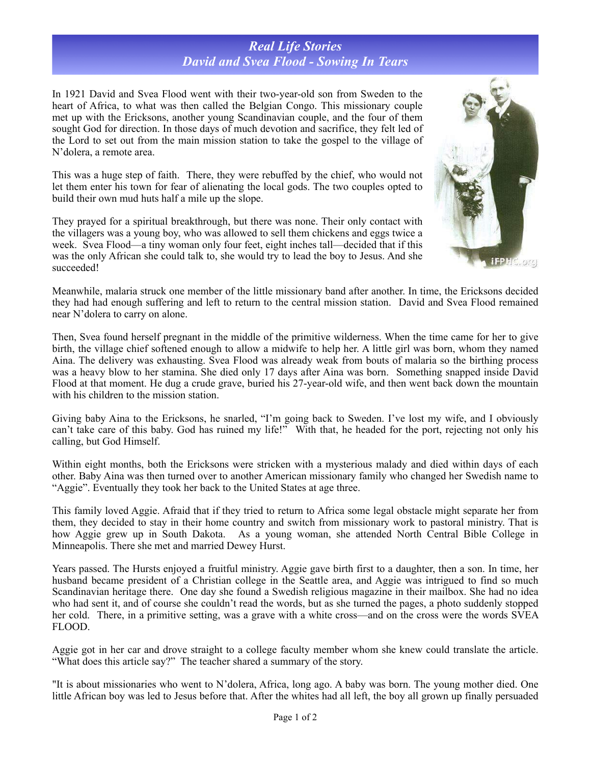# *Real Life Stories*
# *David and Svea Flood - Sowing In Tears*

In 1921 David and Svea Flood went with their two-year-old son from Sweden to the heart of Africa, to what was then called the Belgian Congo. This missionary couple met up with the Ericksons, another young Scandinavian couple, and the four of them sought God for direction. In those days of much devotion and sacrifice, they felt led of the Lord to set out from the main mission station to take the gospel to the village of N'dolera, a remote area.

This was a huge step of faith. There, they were rebuffed by the chief, who would not let them enter his town for fear of alienating the local gods. The two couples opted to build their own mud huts half a mile up the slope.

They prayed for a spiritual breakthrough, but there was none. Their only contact with the villagers was a young boy, who was allowed to sell them chickens and eggs twice a week. Svea Flood—a tiny woman only four feet, eight inches tall—decided that if this was the only African she could talk to, she would try to lead the boy to Jesus. And she succeeded!

Meanwhile, malaria struck one member of the little missionary band after another. In time, the Ericksons decided they had had enough suffering and left to return to the central mission station. David and Svea Flood remained near N'dolera to carry on alone.

Then, Svea found herself pregnant in the middle of the primitive wilderness. When the time came for her to give birth, the village chief softened enough to allow a midwife to help her. A little girl was born, whom they named Aina. The delivery was exhausting. Svea Flood was already weak from bouts of malaria so the birthing process was a heavy blow to her stamina. She died only 17 days after Aina was born. Something snapped inside David Flood at that moment. He dug a crude grave, buried his 27-year-old wife, and then went back down the mountain with his children to the mission station.

Giving baby Aina to the Ericksons, he snarled, "I'm going back to Sweden. I've lost my wife, and I obviously can't take care of this baby. God has ruined my life!" With that, he headed for the port, rejecting not only his calling, but God Himself.

Within eight months, both the Ericksons were stricken with a mysterious malady and died within days of each other. Baby Aina was then turned over to another American missionary family who changed her Swedish name to "Aggie". Eventually they took her back to the United States at age three.

This family loved Aggie. Afraid that if they tried to return to Africa some legal obstacle might separate her from them, they decided to stay in their home country and switch from missionary work to pastoral ministry. That is how Aggie grew up in South Dakota. As a young woman, she attended North Central Bible College in Minneapolis. There she met and married Dewey Hurst.

Years passed. The Hursts enjoyed a fruitful ministry. Aggie gave birth first to a daughter, then a son. In time, her husband became president of a Christian college in the Seattle area, and Aggie was intrigued to find so much Scandinavian heritage there. One day she found a Swedish religious magazine in their mailbox. She had no idea who had sent it, and of course she couldn't read the words, but as she turned the pages, a photo suddenly stopped her cold. There, in a primitive setting, was a grave with a white cross—and on the cross were the words SVEA FLOOD.

Aggie got in her car and drove straight to a college faculty member whom she knew could translate the article. "What does this article say?" The teacher shared a summary of the story.

"It is about missionaries who went to N'dolera, Africa, long ago. A baby was born. The young mother died. One little African boy was led to Jesus before that. After the whites had all left, the boy all grown up finally persuaded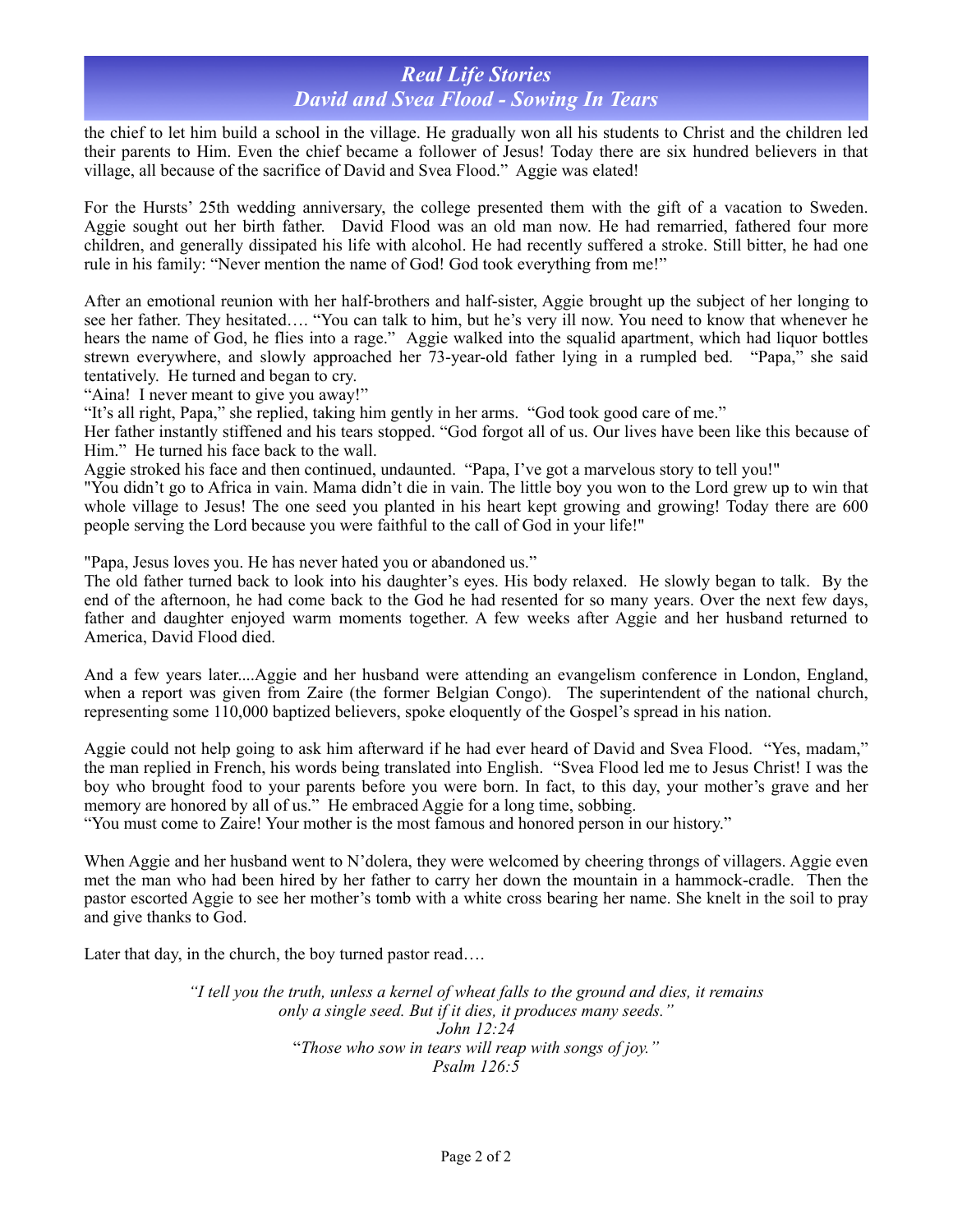the chief to let him build a school in the village. He gradually won all his students to Christ and the children led their parents to Him. Even the chief became a follower of Jesus! Today there are six hundred believers in that village, all because of the sacrifice of David and Svea Flood." Aggie was elated!

For the Hursts' 25th wedding anniversary, the college presented them with the gift of a vacation to Sweden. Aggie sought out her birth father. David Flood was an old man now. He had remarried, fathered four more children, and generally dissipated his life with alcohol. He had recently suffered a stroke. Still bitter, he had one rule in his family: "Never mention the name of God! God took everything from me!"

After an emotional reunion with her half-brothers and half-sister, Aggie brought up the subject of her longing to see her father. They hesitated…. "You can talk to him, but he's very ill now. You need to know that whenever he hears the name of God, he flies into a rage." Aggie walked into the squalid apartment, which had liquor bottles strewn everywhere, and slowly approached her 73-year-old father lying in a rumpled bed. "Papa," she said tentatively. He turned and began to cry.

"Aina! I never meant to give you away!"

"It's all right, Papa," she replied, taking him gently in her arms. "God took good care of me."

Her father instantly stiffened and his tears stopped. "God forgot all of us. Our lives have been like this because of Him." He turned his face back to the wall.

Aggie stroked his face and then continued, undaunted. "Papa, I've got a marvelous story to tell you!"

"You didn't go to Africa in vain. Mama didn't die in vain. The little boy you won to the Lord grew up to win that whole village to Jesus! The one seed you planted in his heart kept growing and growing! Today there are 600 people serving the Lord because you were faithful to the call of God in your life!"

"Papa, Jesus loves you. He has never hated you or abandoned us."

The old father turned back to look into his daughter's eyes. His body relaxed. He slowly began to talk. By the end of the afternoon, he had come back to the God he had resented for so many years. Over the next few days, father and daughter enjoyed warm moments together. A few weeks after Aggie and her husband returned to America, David Flood died.

And a few years later....Aggie and her husband were attending an evangelism conference in London, England, when a report was given from Zaire (the former Belgian Congo). The superintendent of the national church, representing some 110,000 baptized believers, spoke eloquently of the Gospel's spread in his nation.

Aggie could not help going to ask him afterward if he had ever heard of David and Svea Flood. "Yes, madam," the man replied in French, his words being translated into English. "Svea Flood led me to Jesus Christ! I was the boy who brought food to your parents before you were born. In fact, to this day, your mother's grave and her memory are honored by all of us." He embraced Aggie for a long time, sobbing.

"You must come to Zaire! Your mother is the most famous and honored person in our history."

When Aggie and her husband went to N'dolera, they were welcomed by cheering throngs of villagers. Aggie even met the man who had been hired by her father to carry her down the mountain in a hammock-cradle. Then the pastor escorted Aggie to see her mother's tomb with a white cross bearing her name. She knelt in the soil to pray and give thanks to God.

Later that day, in the church, the boy turned pastor read….

*"I tell you the truth, unless a kernel of wheat falls to the ground and dies, it remains only a single seed. But if it dies, it produces many seeds."*
*John 12:24*

"*Those who sow in tears will reap with songs of joy."*
*Psalm 126:5*